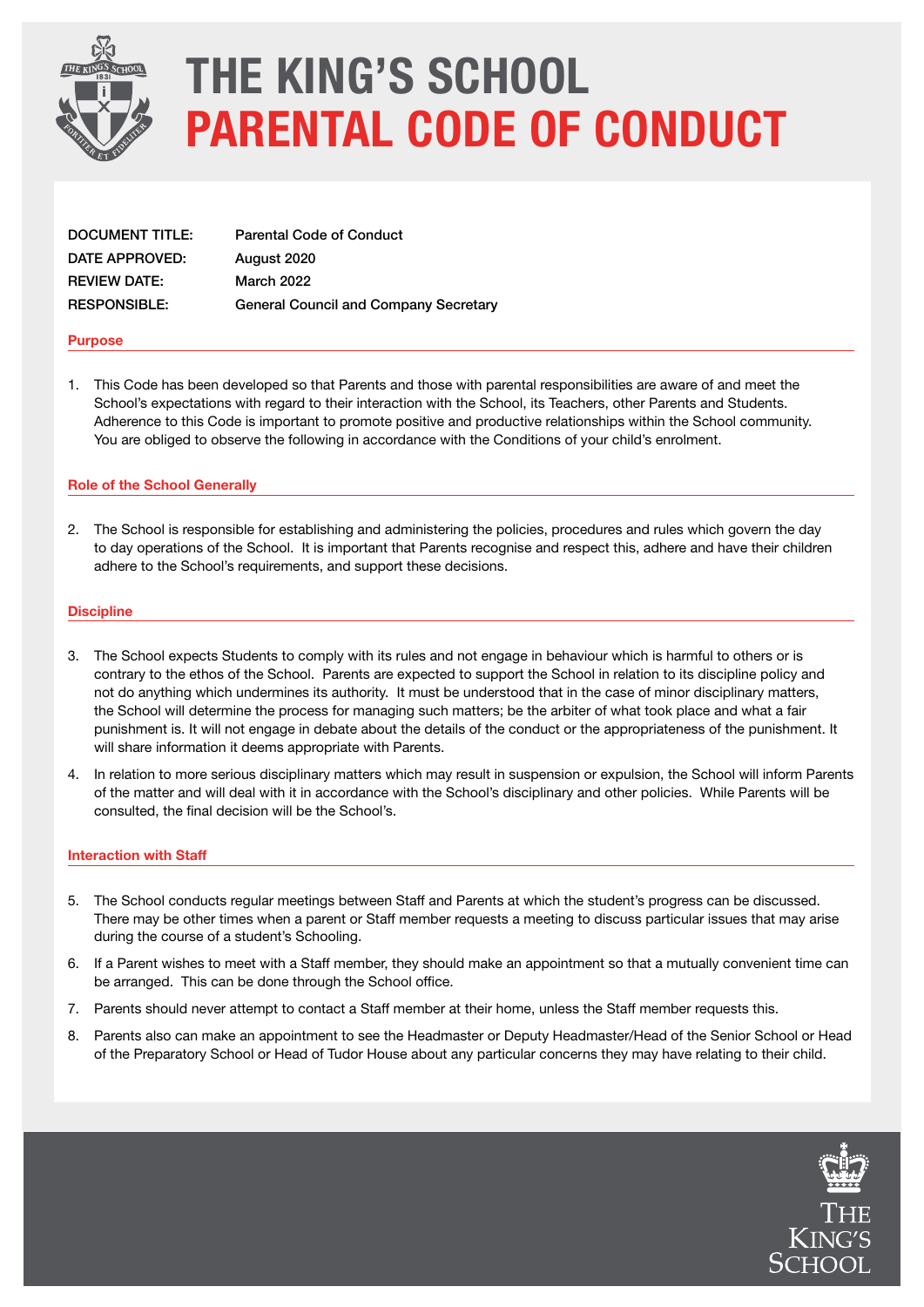# THE KING'S SCHOOL
# PARENTAL CODE OF CONDUCT

| | |
|---|---|
| **DOCUMENT TITLE:** | **Parental Code of Conduct** |
| **DATE APPROVED:** | **August 2020** |
| **REVIEW DATE:** | **March 2022** |
| **RESPONSIBLE:** | **General Council and Company Secretary** |

## Purpose

1. This Code has been developed so that Parents and those with parental responsibilities are aware of and meet the School's expectations with regard to their interaction with the School, its Teachers, other Parents and Students. Adherence to this Code is important to promote positive and productive relationships within the School community. You are obliged to observe the following in accordance with the Conditions of your child's enrolment.

## Role of the School Generally

2. The School is responsible for establishing and administering the policies, procedures and rules which govern the day to day operations of the School. It is important that Parents recognise and respect this, adhere and have their children adhere to the School's requirements, and support these decisions.

## Discipline

3. The School expects Students to comply with its rules and not engage in behaviour which is harmful to others or is contrary to the ethos of the School. Parents are expected to support the School in relation to its discipline policy and not do anything which undermines its authority. It must be understood that in the case of minor disciplinary matters, the School will determine the process for managing such matters; be the arbiter of what took place and what a fair punishment is. It will not engage in debate about the details of the conduct or the appropriateness of the punishment. It will share information it deems appropriate with Parents.
4. In relation to more serious disciplinary matters which may result in suspension or expulsion, the School will inform Parents of the matter and will deal with it in accordance with the School's disciplinary and other policies. While Parents will be consulted, the final decision will be the School's.

## Interaction with Staff

5. The School conducts regular meetings between Staff and Parents at which the student's progress can be discussed. There may be other times when a parent or Staff member requests a meeting to discuss particular issues that may arise during the course of a student's Schooling.
6. If a Parent wishes to meet with a Staff member, they should make an appointment so that a mutually convenient time can be arranged. This can be done through the School office.
7. Parents should never attempt to contact a Staff member at their home, unless the Staff member requests this.
8. Parents also can make an appointment to see the Headmaster or Deputy Headmaster/Head of the Senior School or Head of the Preparatory School or Head of Tudor House about any particular concerns they may have relating to their child.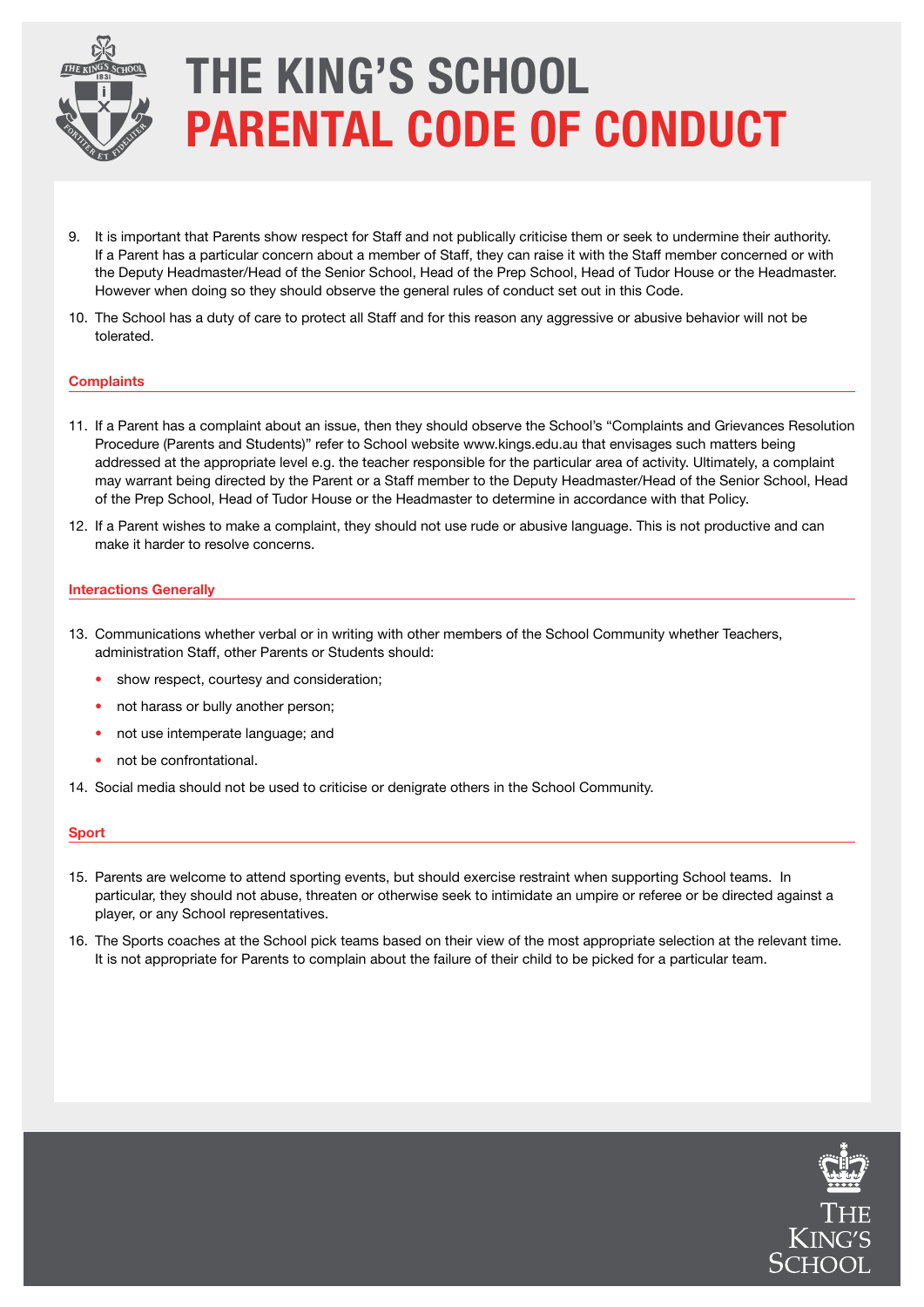# THE KING'S SCHOOL
# PARENTAL CODE OF CONDUCT

9. It is important that Parents show respect for Staff and not publically criticise them or seek to undermine their authority. If a Parent has a particular concern about a member of Staff, they can raise it with the Staff member concerned or with the Deputy Headmaster/Head of the Senior School, Head of the Prep School, Head of Tudor House or the Headmaster. However when doing so they should observe the general rules of conduct set out in this Code.
10. The School has a duty of care to protect all Staff and for this reason any aggressive or abusive behavior will not be tolerated.

### Complaints

11. If a Parent has a complaint about an issue, then they should observe the School's "Complaints and Grievances Resolution Procedure (Parents and Students)" refer to School website www.kings.edu.au that envisages such matters being addressed at the appropriate level e.g. the teacher responsible for the particular area of activity. Ultimately, a complaint may warrant being directed by the Parent or a Staff member to the Deputy Headmaster/Head of the Senior School, Head of the Prep School, Head of Tudor House or the Headmaster to determine in accordance with that Policy.
12. If a Parent wishes to make a complaint, they should not use rude or abusive language. This is not productive and can make it harder to resolve concerns.

### Interactions Generally

13. Communications whether verbal or in writing with other members of the School Community whether Teachers, administration Staff, other Parents or Students should:
    - show respect, courtesy and consideration;
    - not harass or bully another person;
    - not use intemperate language; and
    - not be confrontational.
14. Social media should not be used to criticise or denigrate others in the School Community.

### Sport

15. Parents are welcome to attend sporting events, but should exercise restraint when supporting School teams. In particular, they should not abuse, threaten or otherwise seek to intimidate an umpire or referee or be directed against a player, or any School representatives.
16. The Sports coaches at the School pick teams based on their view of the most appropriate selection at the relevant time. It is not appropriate for Parents to complain about the failure of their child to be picked for a particular team.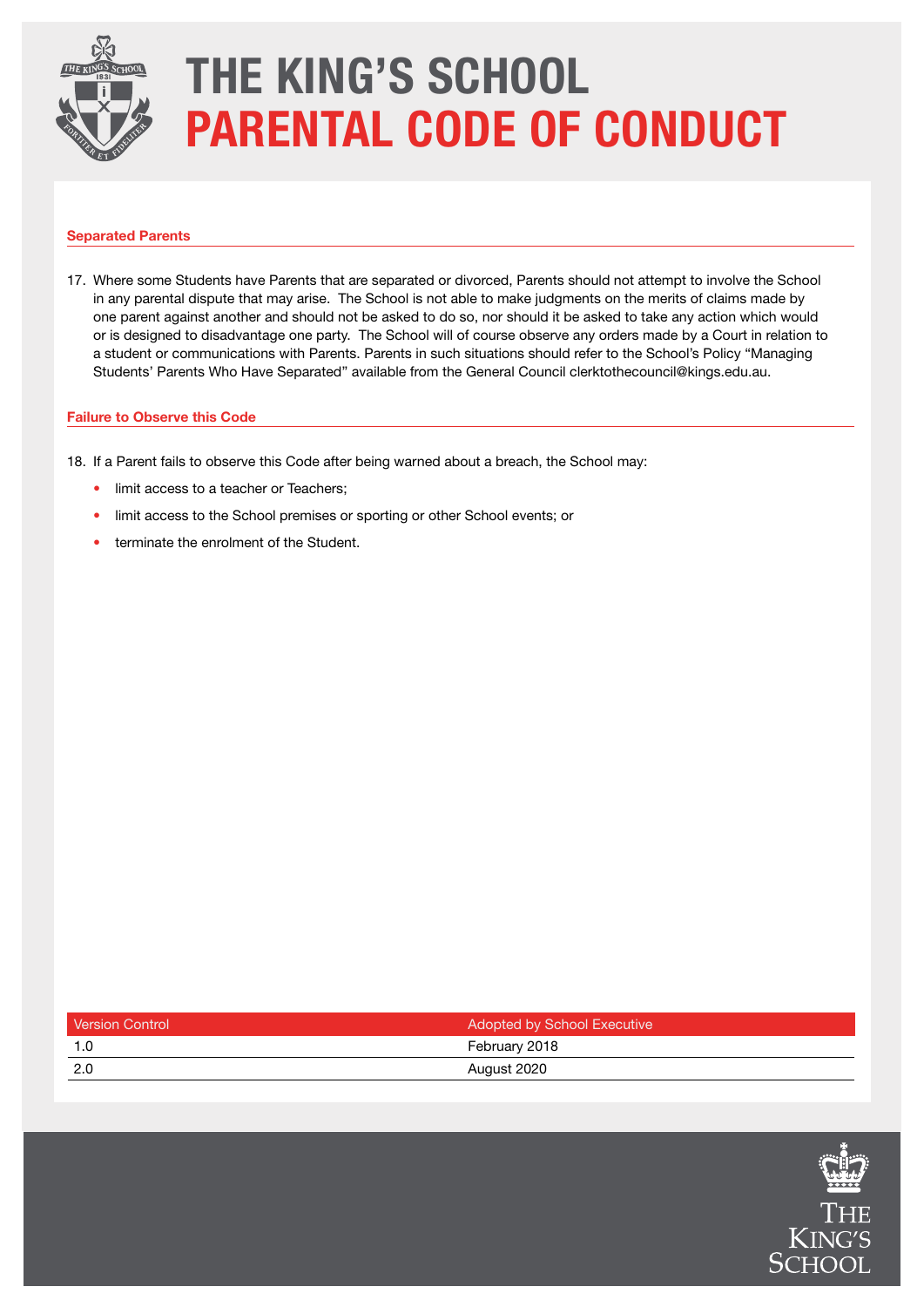# THE KING'S SCHOOL
# PARENTAL CODE OF CONDUCT

### Separated Parents

17. Where some Students have Parents that are separated or divorced, Parents should not attempt to involve the School in any parental dispute that may arise. The School is not able to make judgments on the merits of claims made by one parent against another and should not be asked to do so, nor should it be asked to take any action which would or is designed to disadvantage one party. The School will of course observe any orders made by a Court in relation to a student or communications with Parents. Parents in such situations should refer to the School's Policy "Managing Students' Parents Who Have Separated" available from the General Council clerktothecouncil@kings.edu.au.

### Failure to Observe this Code

18. If a Parent fails to observe this Code after being warned about a breach, the School may:
    - limit access to a teacher or Teachers;
    - limit access to the School premises or sporting or other School events; or
    - terminate the enrolment of the Student.

| Version Control | Adopted by School Executive |
|---|---|
| 1.0 | February 2018 |
| 2.0 | August 2020 |